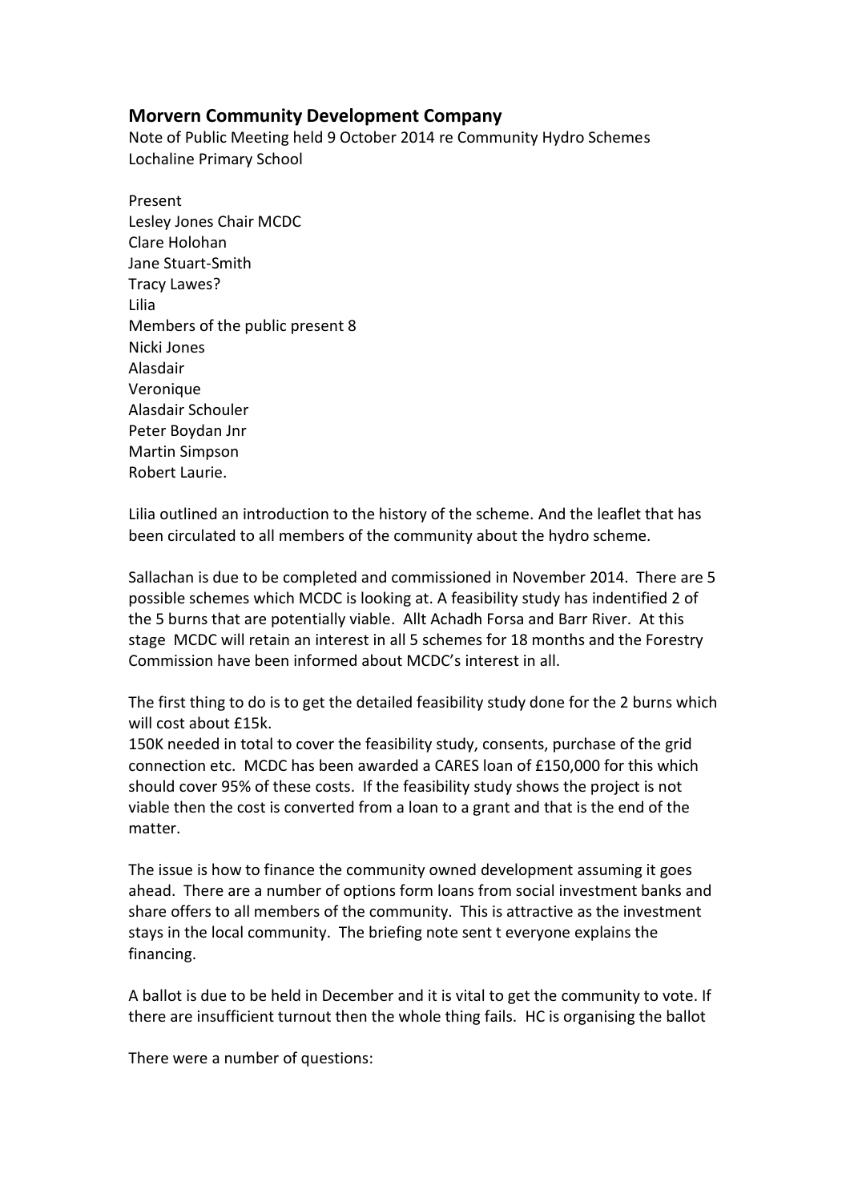## Morvern Community Development Company

Note of Public Meeting held 9 October 2014 re Community Hydro Schemes
Lochaline Primary School

Present
Lesley Jones Chair MCDC
Clare Holohan
Jane Stuart-Smith
Tracy Lawes?
Lilia
Members of the public present 8
Nicki Jones
Alasdair
Veronique
Alasdair Schouler
Peter Boydan Jnr
Martin Simpson
Robert Laurie.

Lilia outlined an introduction to the history of the scheme. And the leaflet that has been circulated to all members of the community about the hydro scheme.

Sallachan is due to be completed and commissioned in November 2014. There are 5 possible schemes which MCDC is looking at. A feasibility study has indentified 2 of the 5 burns that are potentially viable. Allt Achadh Forsa and Barr River. At this stage MCDC will retain an interest in all 5 schemes for 18 months and the Forestry Commission have been informed about MCDC's interest in all.

The first thing to do is to get the detailed feasibility study done for the 2 burns which will cost about £15k.
150K needed in total to cover the feasibility study, consents, purchase of the grid connection etc. MCDC has been awarded a CARES loan of £150,000 for this which should cover 95% of these costs. If the feasibility study shows the project is not viable then the cost is converted from a loan to a grant and that is the end of the matter.

The issue is how to finance the community owned development assuming it goes ahead. There are a number of options form loans from social investment banks and share offers to all members of the community. This is attractive as the investment stays in the local community. The briefing note sent t everyone explains the financing.

A ballot is due to be held in December and it is vital to get the community to vote. If there are insufficient turnout then the whole thing fails. HC is organising the ballot

There were a number of questions: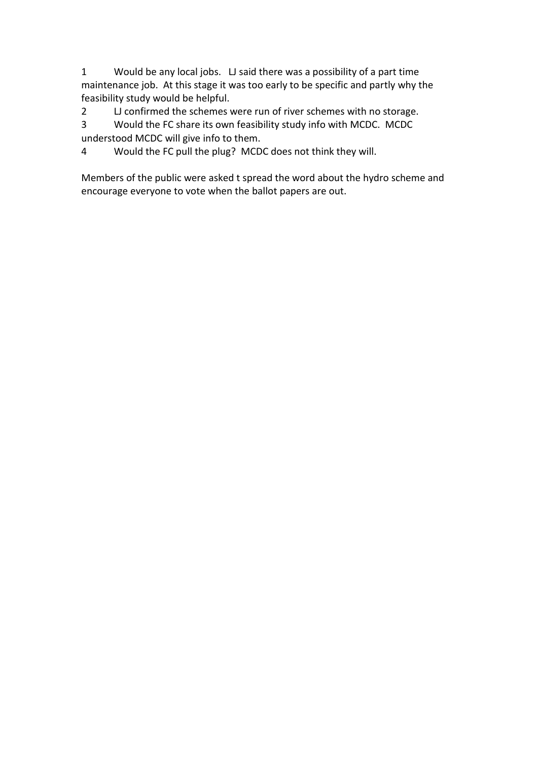1 Would be any local jobs. LJ said there was a possibility of a part time maintenance job. At this stage it was too early to be specific and partly why the feasibility study would be helpful.

2 LJ confirmed the schemes were run of river schemes with no storage.

3 Would the FC share its own feasibility study info with MCDC. MCDC understood MCDC will give info to them.

4 Would the FC pull the plug? MCDC does not think they will.

Members of the public were asked t spread the word about the hydro scheme and encourage everyone to vote when the ballot papers are out.